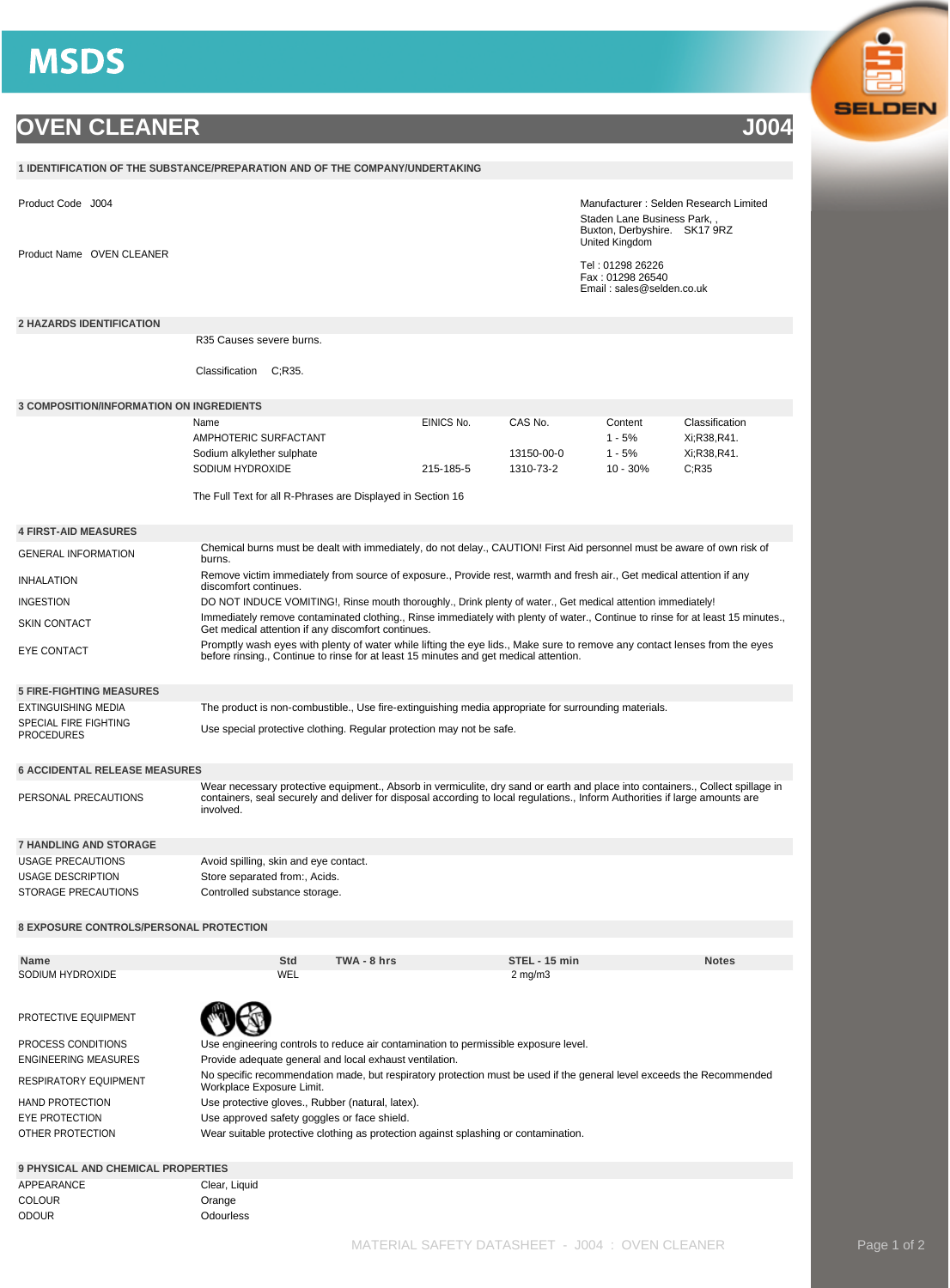# MSDS

## OVEN CLEANER J004

### 1 IDENTIFICATION OF THE SUBSTANCE/PREPARATION AND OF THE COMPANY/UNDERTAKING

Product Code J004

Product Name OVEN CLEANER

Manufacturer : Selden Research Limited
Staden Lane Business Park, ,
Buxton, Derbyshire. SK17 9RZ
United Kingdom

Tel : 01298 26226
Fax : 01298 26540
Email : sales@selden.co.uk

### 2 HAZARDS IDENTIFICATION

R35 Causes severe burns.

Classification C;R35.

### 3 COMPOSITION/INFORMATION ON INGREDIENTS

| Name | EINICS No. | CAS No. | Content | Classification |
|---|---|---|---|---|
| AMPHOTERIC SURFACTANT | | | 1 - 5% | Xi;R38,R41. |
| Sodium alkylether sulphate | | 13150-00-0 | 1 - 5% | Xi;R38,R41. |
| SODIUM HYDROXIDE | 215-185-5 | 1310-73-2 | 10 - 30% | C;R35 |

The Full Text for all R-Phrases are Displayed in Section 16

### 4 FIRST-AID MEASURES

| | |
|---|---|
| GENERAL INFORMATION | Chemical burns must be dealt with immediately, do not delay., CAUTION! First Aid personnel must be aware of own risk of burns. |
| INHALATION | Remove victim immediately from source of exposure., Provide rest, warmth and fresh air., Get medical attention if any discomfort continues. |
| INGESTION | DO NOT INDUCE VOMITING!, Rinse mouth thoroughly., Drink plenty of water., Get medical attention immediately! |
| SKIN CONTACT | Immediately remove contaminated clothing., Rinse immediately with plenty of water., Continue to rinse for at least 15 minutes., Get medical attention if any discomfort continues. |
| EYE CONTACT | Promptly wash eyes with plenty of water while lifting the eye lids., Make sure to remove any contact lenses from the eyes before rinsing., Continue to rinse for at least 15 minutes and get medical attention. |

### 5 FIRE-FIGHTING MEASURES

| | |
|---|---|
| EXTINGUISHING MEDIA | The product is non-combustible., Use fire-extinguishing media appropriate for surrounding materials. |
| SPECIAL FIRE FIGHTING PROCEDURES | Use special protective clothing. Regular protection may not be safe. |

### 6 ACCIDENTAL RELEASE MEASURES

| | |
|---|---|
| PERSONAL PRECAUTIONS | Wear necessary protective equipment., Absorb in vermiculite, dry sand or earth and place into containers., Collect spillage in containers, seal securely and deliver for disposal according to local regulations., Inform Authorities if large amounts are involved. |

### 7 HANDLING AND STORAGE

| | |
|---|---|
| USAGE PRECAUTIONS | Avoid spilling, skin and eye contact. |
| USAGE DESCRIPTION | Store separated from:, Acids. |
| STORAGE PRECAUTIONS | Controlled substance storage. |

### 8 EXPOSURE CONTROLS/PERSONAL PROTECTION

| Name | Std | TWA - 8 hrs | STEL - 15 min | Notes |
|---|---|---|---|---|
| SODIUM HYDROXIDE | WEL | | 2 mg/m3 | |

| | |
|---|---|
| PROTECTIVE EQUIPMENT | |
| PROCESS CONDITIONS | Use engineering controls to reduce air contamination to permissible exposure level. |
| ENGINEERING MEASURES | Provide adequate general and local exhaust ventilation. |
| RESPIRATORY EQUIPMENT | No specific recommendation made, but respiratory protection must be used if the general level exceeds the Recommended Workplace Exposure Limit. |
| HAND PROTECTION | Use protective gloves., Rubber (natural, latex). |
| EYE PROTECTION | Use approved safety goggles or face shield. |
| OTHER PROTECTION | Wear suitable protective clothing as protection against splashing or contamination. |

### 9 PHYSICAL AND CHEMICAL PROPERTIES

| | |
|---|---|
| APPEARANCE | Clear, Liquid |
| COLOUR | Orange |
| ODOUR | Odourless |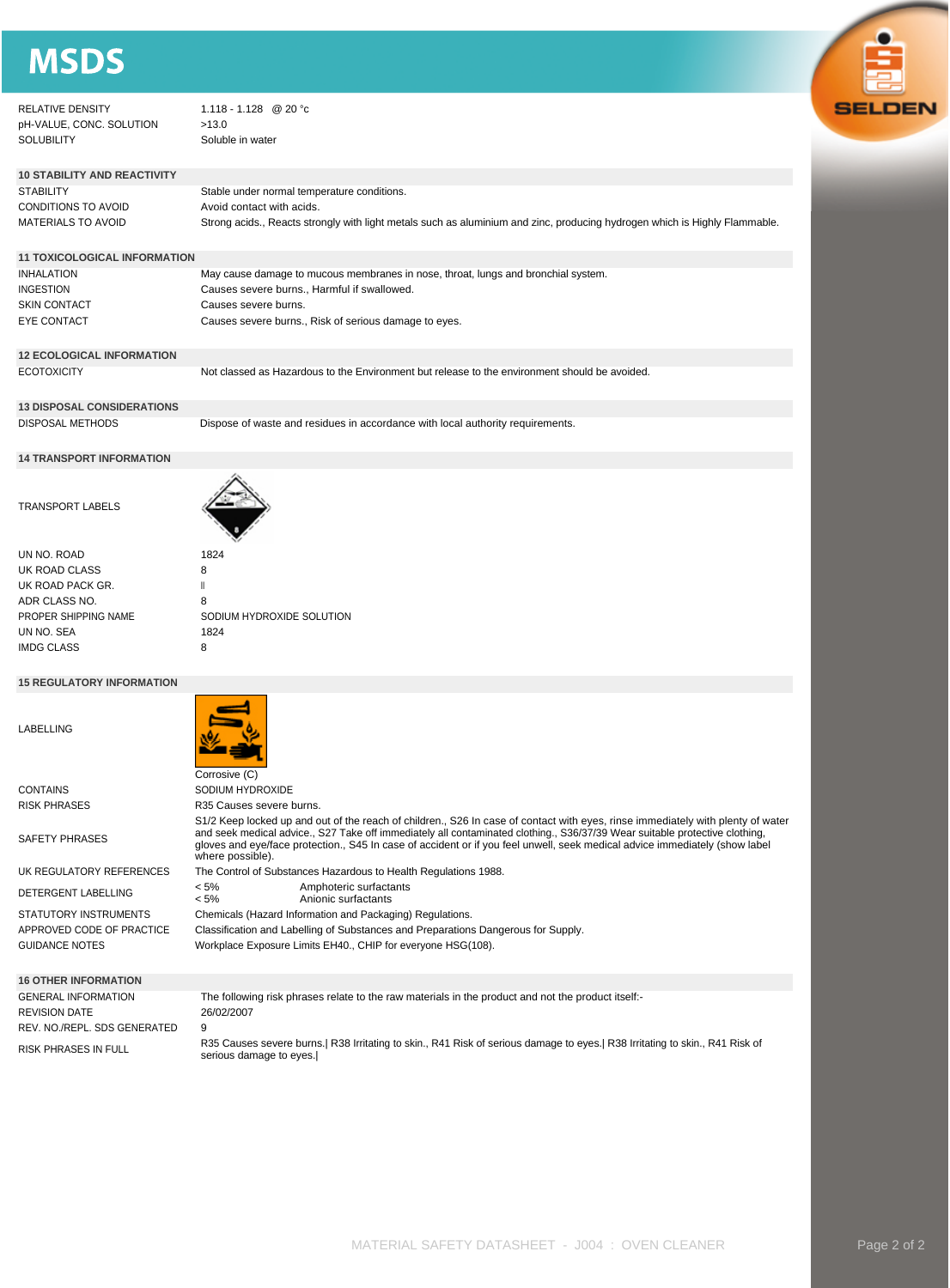| | |
|---|---|
| RELATIVE DENSITY | 1.118 - 1.128 @ 20 °c |
| pH-VALUE, CONC. SOLUTION | >13.0 |
| SOLUBILITY | Soluble in water |

## 10 STABILITY AND REACTIVITY

| | |
|---|---|
| STABILITY | Stable under normal temperature conditions. |
| CONDITIONS TO AVOID | Avoid contact with acids. |
| MATERIALS TO AVOID | Strong acids., Reacts strongly with light metals such as aluminium and zinc, producing hydrogen which is Highly Flammable. |

## 11 TOXICOLOGICAL INFORMATION

| | |
|---|---|
| INHALATION | May cause damage to mucous membranes in nose, throat, lungs and bronchial system. |
| INGESTION | Causes severe burns., Harmful if swallowed. |
| SKIN CONTACT | Causes severe burns. |
| EYE CONTACT | Causes severe burns., Risk of serious damage to eyes. |

## 12 ECOLOGICAL INFORMATION

| | |
|---|---|
| ECOTOXICITY | Not classed as Hazardous to the Environment but release to the environment should be avoided. |

## 13 DISPOSAL CONSIDERATIONS

| | |
|---|---|
| DISPOSAL METHODS | Dispose of waste and residues in accordance with local authority requirements. |

## 14 TRANSPORT INFORMATION

| | |
|---|---|
| TRANSPORT LABELS | |
| UN NO. ROAD | 1824 |
| UK ROAD CLASS | 8 |
| UK ROAD PACK GR. | II |
| ADR CLASS NO. | 8 |
| PROPER SHIPPING NAME | SODIUM HYDROXIDE SOLUTION |
| UN NO. SEA | 1824 |
| IMDG CLASS | 8 |

## 15 REGULATORY INFORMATION

| | |
|---|---|
| LABELLING | Corrosive (C) |
| CONTAINS | SODIUM HYDROXIDE |
| RISK PHRASES | R35 Causes severe burns. |
| SAFETY PHRASES | S1/2 Keep locked up and out of the reach of children., S26 In case of contact with eyes, rinse immediately with plenty of water and seek medical advice., S27 Take off immediately all contaminated clothing., S36/37/39 Wear suitable protective clothing, gloves and eye/face protection., S45 In case of accident or if you feel unwell, seek medical advice immediately (show label where possible). |
| UK REGULATORY REFERENCES | The Control of Substances Hazardous to Health Regulations 1988. |
| DETERGENT LABELLING | < 5% Amphoteric surfactants<br>< 5% Anionic surfactants |
| STATUTORY INSTRUMENTS | Chemicals (Hazard Information and Packaging) Regulations. |
| APPROVED CODE OF PRACTICE | Classification and Labelling of Substances and Preparations Dangerous for Supply. |
| GUIDANCE NOTES | Workplace Exposure Limits EH40., CHIP for everyone HSG(108). |

## 16 OTHER INFORMATION

| | |
|---|---|
| GENERAL INFORMATION | The following risk phrases relate to the raw materials in the product and not the product itself:- |
| REVISION DATE | 26/02/2007 |
| REV. NO./REPL. SDS GENERATED | 9 |
| RISK PHRASES IN FULL | R35 Causes severe burns.\| R38 Irritating to skin., R41 Risk of serious damage to eyes.\| R38 Irritating to skin., R41 Risk of serious damage to eyes.\| |